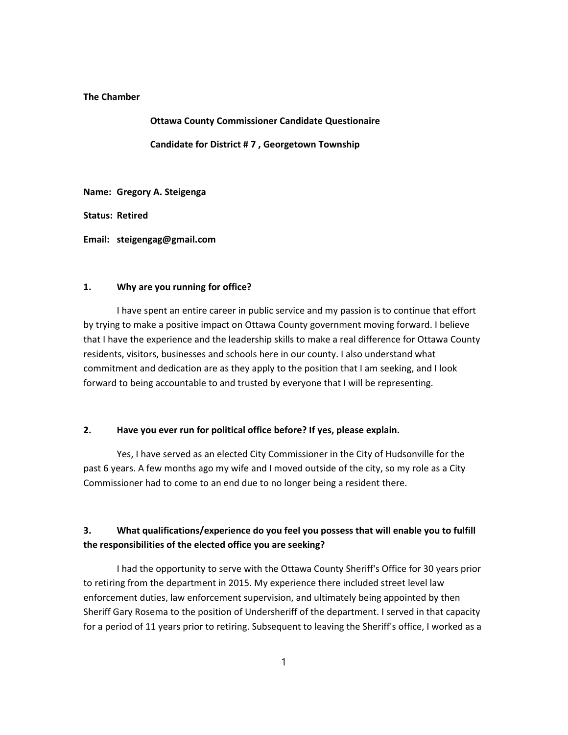**The Chamber**

**Ottawa County Commissioner Candidate Questionaire**

**Candidate for District # 7 , Georgetown Township**

**Name: Gregory A. Steigenga**

**Status: Retired**

**Email: steigengag@gmail.com**

**1. Why are you running for office?**

I have spent an entire career in public service and my passion is to continue that effort by trying to make a positive impact on Ottawa County government moving forward. I believe that I have the experience and the leadership skills to make a real difference for Ottawa County residents, visitors, businesses and schools here in our county. I also understand what commitment and dedication are as they apply to the position that I am seeking, and I look forward to being accountable to and trusted by everyone that I will be representing.

**2. Have you ever run for political office before? If yes, please explain.**

Yes, I have served as an elected City Commissioner in the City of Hudsonville for the past 6 years. A few months ago my wife and I moved outside of the city, so my role as a City Commissioner had to come to an end due to no longer being a resident there.

**3. What qualifications/experience do you feel you possess that will enable you to fulfill the responsibilities of the elected office you are seeking?**

I had the opportunity to serve with the Ottawa County Sheriff's Office for 30 years prior to retiring from the department in 2015. My experience there included street level law enforcement duties, law enforcement supervision, and ultimately being appointed by then Sheriff Gary Rosema to the position of Undersheriff of the department. I served in that capacity for a period of 11 years prior to retiring. Subsequent to leaving the Sheriff's office, I worked as a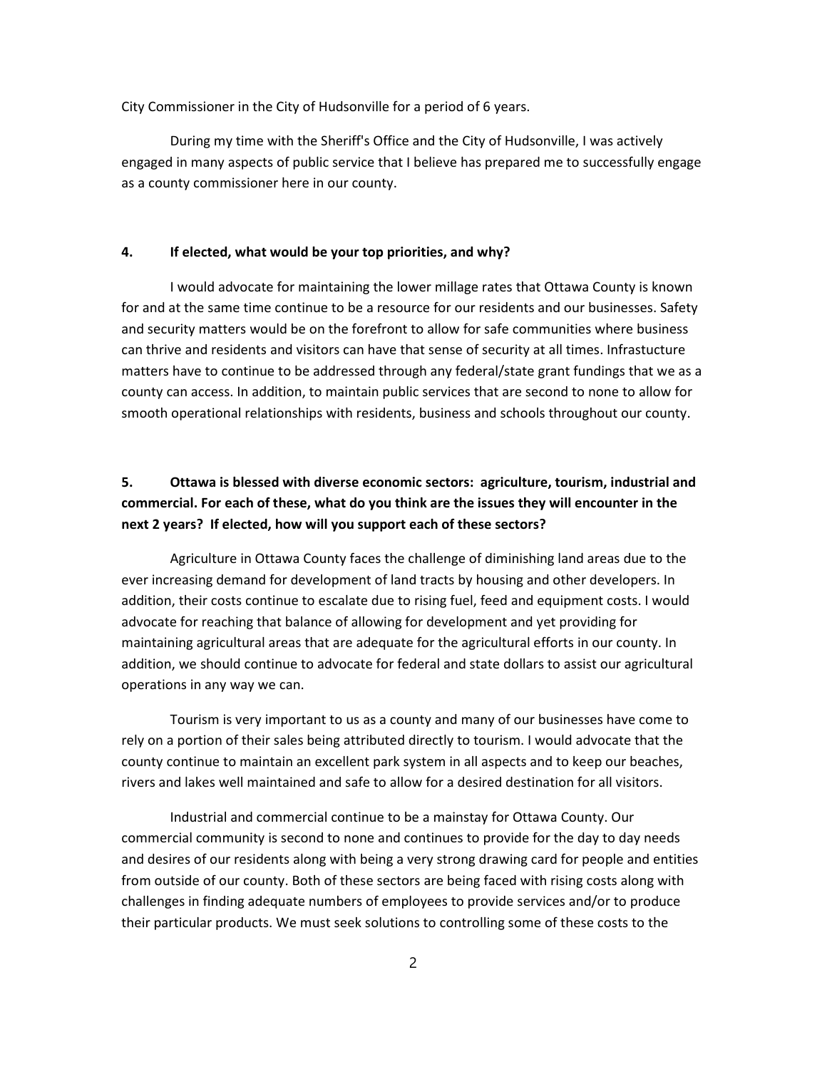City Commissioner in the City of Hudsonville for a period of 6 years.

During my time with the Sheriff's Office and the City of Hudsonville, I was actively engaged in many aspects of public service that I believe has prepared me to successfully engage as a county commissioner here in our county.

**4. If elected, what would be your top priorities, and why?**

I would advocate for maintaining the lower millage rates that Ottawa County is known for and at the same time continue to be a resource for our residents and our businesses. Safety and security matters would be on the forefront to allow for safe communities where business can thrive and residents and visitors can have that sense of security at all times. Infrastucture matters have to continue to be addressed through any federal/state grant fundings that we as a county can access. In addition, to maintain public services that are second to none to allow for smooth operational relationships with residents, business and schools throughout our county.

**5. Ottawa is blessed with diverse economic sectors: agriculture, tourism, industrial and commercial. For each of these, what do you think are the issues they will encounter in the next 2 years? If elected, how will you support each of these sectors?**

Agriculture in Ottawa County faces the challenge of diminishing land areas due to the ever increasing demand for development of land tracts by housing and other developers. In addition, their costs continue to escalate due to rising fuel, feed and equipment costs. I would advocate for reaching that balance of allowing for development and yet providing for maintaining agricultural areas that are adequate for the agricultural efforts in our county. In addition, we should continue to advocate for federal and state dollars to assist our agricultural operations in any way we can.

Tourism is very important to us as a county and many of our businesses have come to rely on a portion of their sales being attributed directly to tourism. I would advocate that the county continue to maintain an excellent park system in all aspects and to keep our beaches, rivers and lakes well maintained and safe to allow for a desired destination for all visitors.

Industrial and commercial continue to be a mainstay for Ottawa County. Our commercial community is second to none and continues to provide for the day to day needs and desires of our residents along with being a very strong drawing card for people and entities from outside of our county. Both of these sectors are being faced with rising costs along with challenges in finding adequate numbers of employees to provide services and/or to produce their particular products. We must seek solutions to controlling some of these costs to the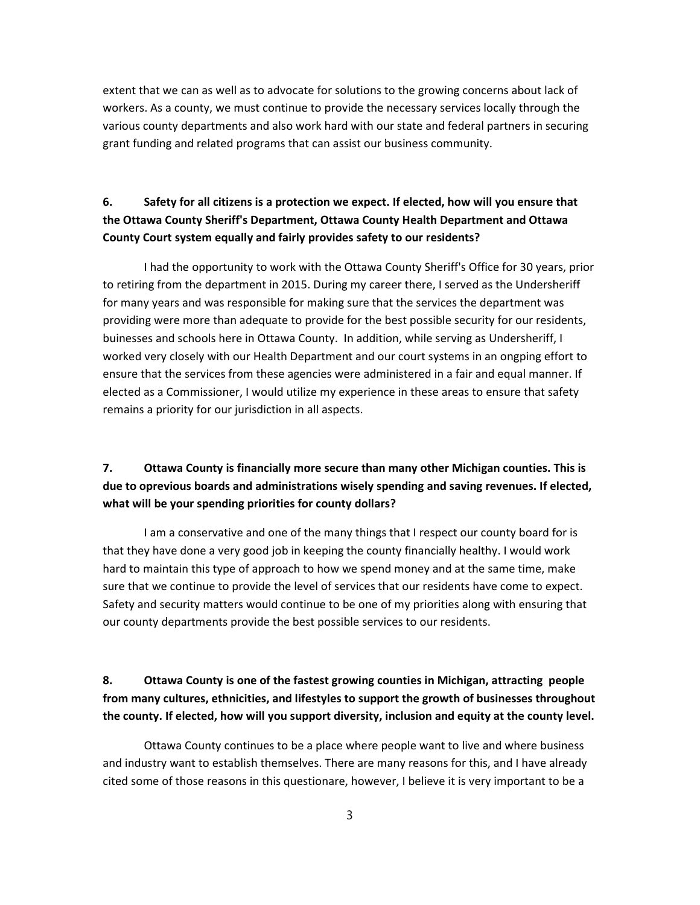extent that we can as well as to advocate for solutions to the growing concerns about lack of workers. As a county, we must continue to provide the necessary services locally through the various county departments and also work hard with our state and federal partners in securing grant funding and related programs that can assist our business community.

**6. Safety for all citizens is a protection we expect. If elected, how will you ensure that the Ottawa County Sheriff's Department, Ottawa County Health Department and Ottawa County Court system equally and fairly provides safety to our residents?**

I had the opportunity to work with the Ottawa County Sheriff's Office for 30 years, prior to retiring from the department in 2015. During my career there, I served as the Undersheriff for many years and was responsible for making sure that the services the department was providing were more than adequate to provide for the best possible security for our residents, buinesses and schools here in Ottawa County. In addition, while serving as Undersheriff, I worked very closely with our Health Department and our court systems in an ongping effort to ensure that the services from these agencies were administered in a fair and equal manner. If elected as a Commissioner, I would utilize my experience in these areas to ensure that safety remains a priority for our jurisdiction in all aspects.

**7. Ottawa County is financially more secure than many other Michigan counties. This is due to oprevious boards and administrations wisely spending and saving revenues. If elected, what will be your spending priorities for county dollars?**

I am a conservative and one of the many things that I respect our county board for is that they have done a very good job in keeping the county financially healthy. I would work hard to maintain this type of approach to how we spend money and at the same time, make sure that we continue to provide the level of services that our residents have come to expect. Safety and security matters would continue to be one of my priorities along with ensuring that our county departments provide the best possible services to our residents.

**8. Ottawa County is one of the fastest growing counties in Michigan, attracting people from many cultures, ethnicities, and lifestyles to support the growth of businesses throughout the county. If elected, how will you support diversity, inclusion and equity at the county level.**

Ottawa County continues to be a place where people want to live and where business and industry want to establish themselves. There are many reasons for this, and I have already cited some of those reasons in this questionare, however, I believe it is very important to be a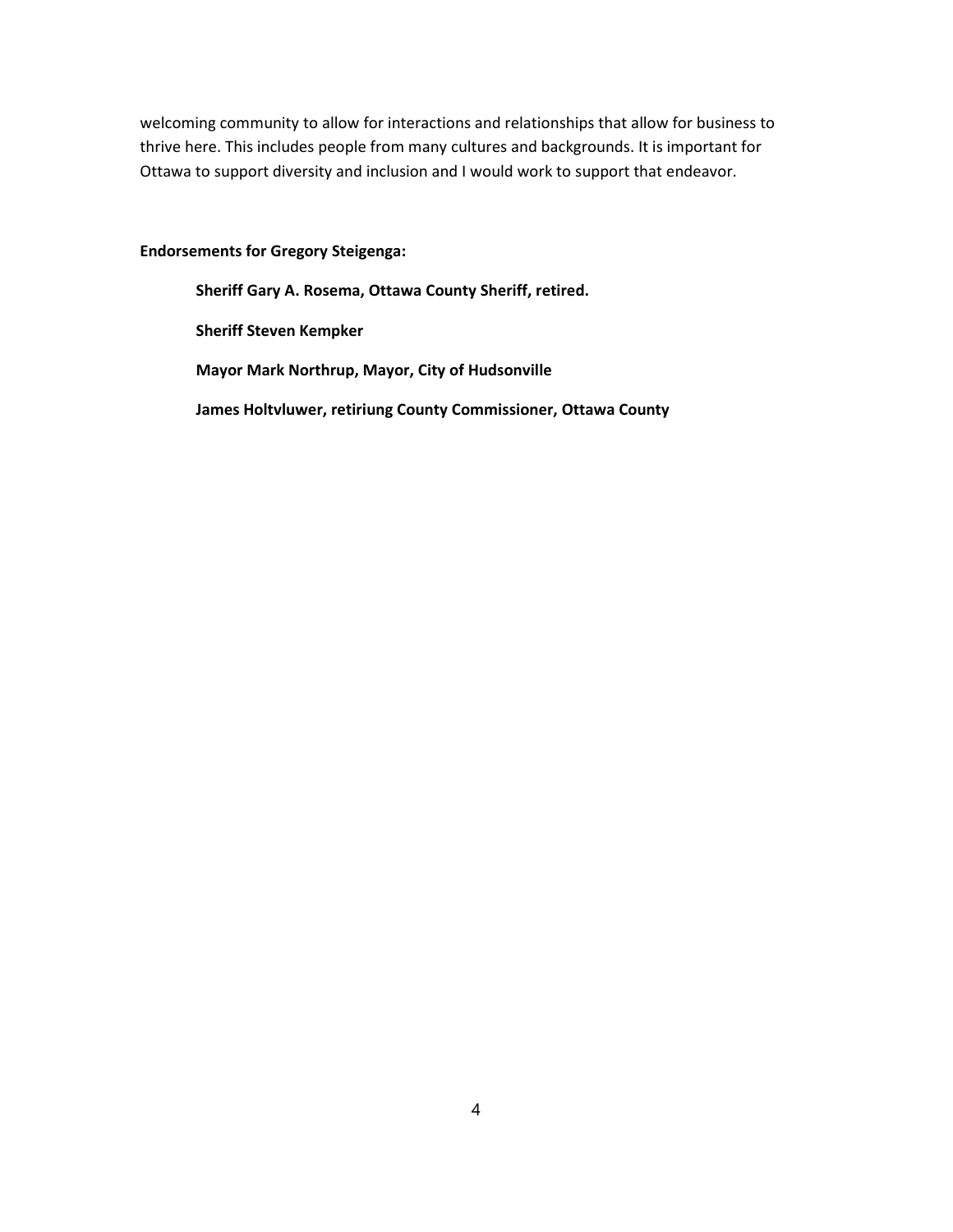welcoming community to allow for interactions and relationships that allow for business to thrive here. This includes people from many cultures and backgrounds. It is important for Ottawa to support diversity and inclusion and I would work to support that endeavor.

**Endorsements for Gregory Steigenga:**

**Sheriff Gary A. Rosema, Ottawa County Sheriff, retired.**

**Sheriff Steven Kempker**

**Mayor Mark Northrup, Mayor, City of Hudsonville**

**James Holtvluwer, retiriung County Commissioner, Ottawa County**